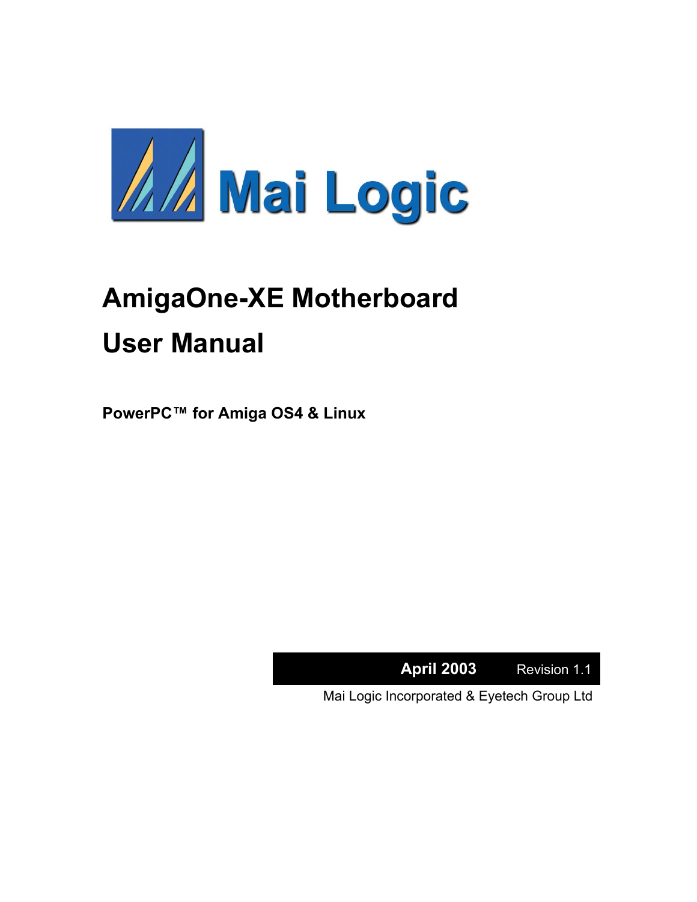Mai Logic

# AmigaOne-XE Motherboard

# User Manual

**PowerPC™ for Amiga OS4 & Linux**

**April 2003** Revision 1.1

Mai Logic Incorporated & Eyetech Group Ltd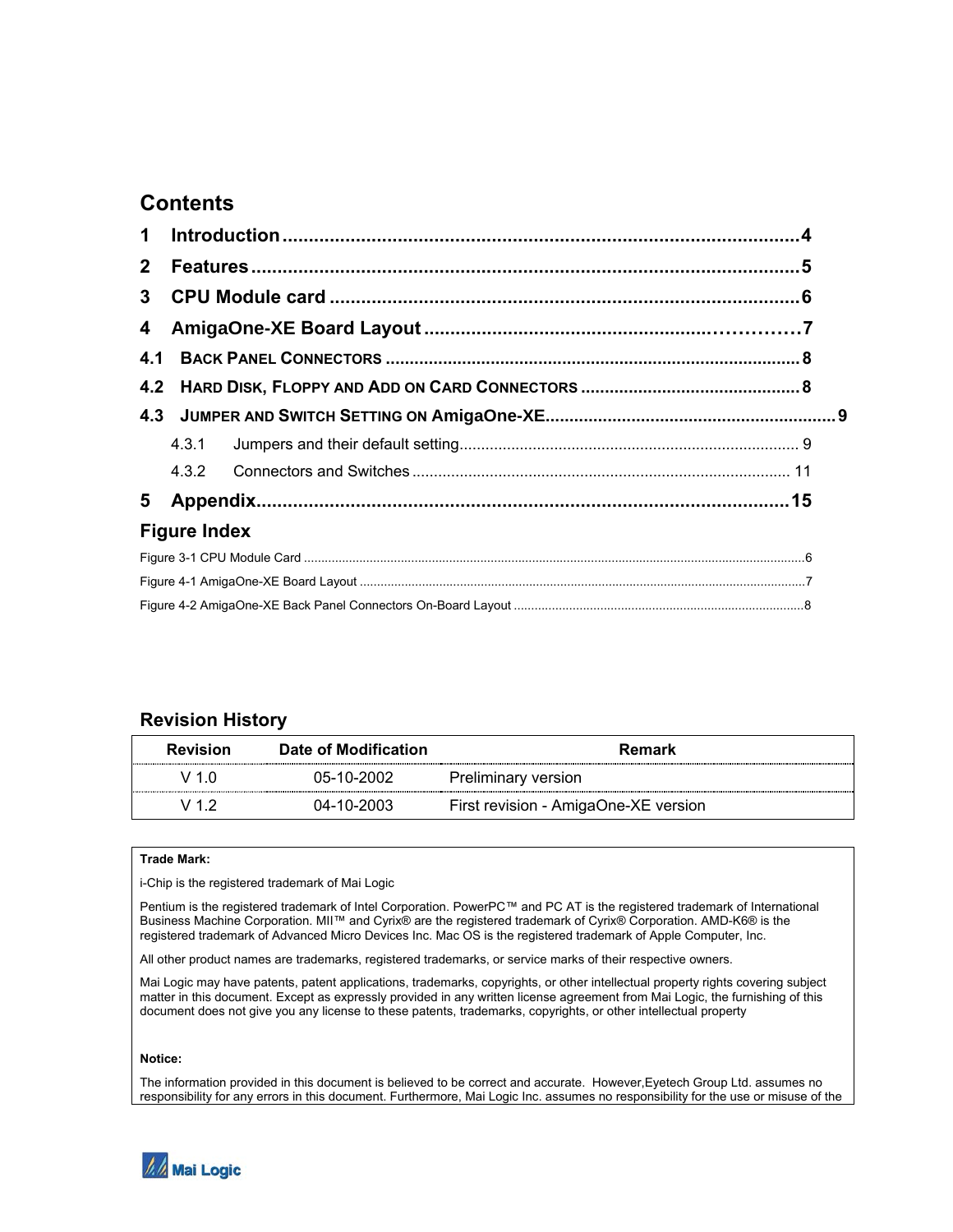# Contents

1 Introduction ....................................................................................................4

2 Features .........................................................................................................5

3 CPU Module card ..........................................................................................6

4 AmigaOne-XE Board Layout .......................................................………7

4.1 BACK PANEL CONNECTORS .....................................................................................8

4.2 HARD DISK, FLOPPY AND ADD ON CARD CONNECTORS .............................................8

4.3 JUMPER AND SWITCH SETTING ON AmigaOne-XE...........................................................9

4.3.1 Jumpers and their default setting............................................................................. 9

4.3.2 Connectors and Switches ...................................................................................... 11

5 Appendix......................................................................................................15

## Figure Index

Figure 3-1 CPU Module Card ...............................................................................................................................6

Figure 4-1 AmigaOne-XE Board Layout ...............................................................................................................7

Figure 4-2 AmigaOne-XE Back Panel Connectors On-Board Layout ..................................................................................8

## Revision History

| Revision | Date of Modification | Remark |
|---|---|---|
| V 1.0 | 05-10-2002 | Preliminary version |
| V 1.2 | 04-10-2003 | First revision - AmigaOne-XE version |

**Trade Mark:**

i-Chip is the registered trademark of Mai Logic

Pentium is the registered trademark of Intel Corporation. PowerPC™ and PC AT is the registered trademark of International Business Machine Corporation. MII™ and Cyrix® are the registered trademark of Cyrix® Corporation. AMD-K6® is the registered trademark of Advanced Micro Devices Inc. Mac OS is the registered trademark of Apple Computer, Inc.

All other product names are trademarks, registered trademarks, or service marks of their respective owners.

Mai Logic may have patents, patent applications, trademarks, copyrights, or other intellectual property rights covering subject matter in this document. Except as expressly provided in any written license agreement from Mai Logic, the furnishing of this document does not give you any license to these patents, trademarks, copyrights, or other intellectual property

**Notice:**

The information provided in this document is believed to be correct and accurate. However,Eyetech Group Ltd. assumes no responsibility for any errors in this document. Furthermore, Mai Logic Inc. assumes no responsibility for the use or misuse of the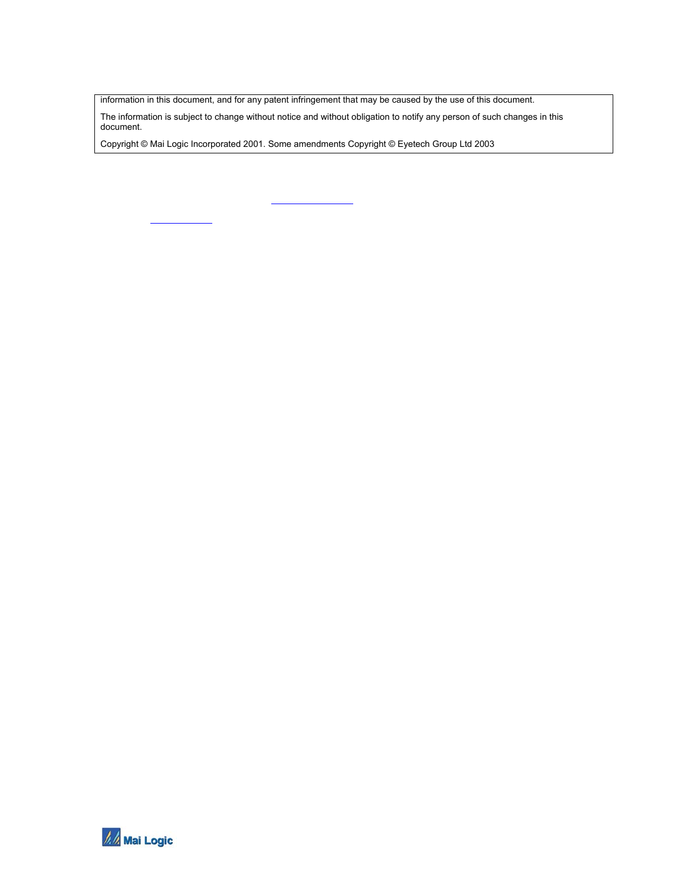information in this document, and for any patent infringement that may be caused by the use of this document.

The information is subject to change without notice and without obligation to notify any person of such changes in this document.

Copyright © Mai Logic Incorporated 2001. Some amendments Copyright © Eyetech Group Ltd 2003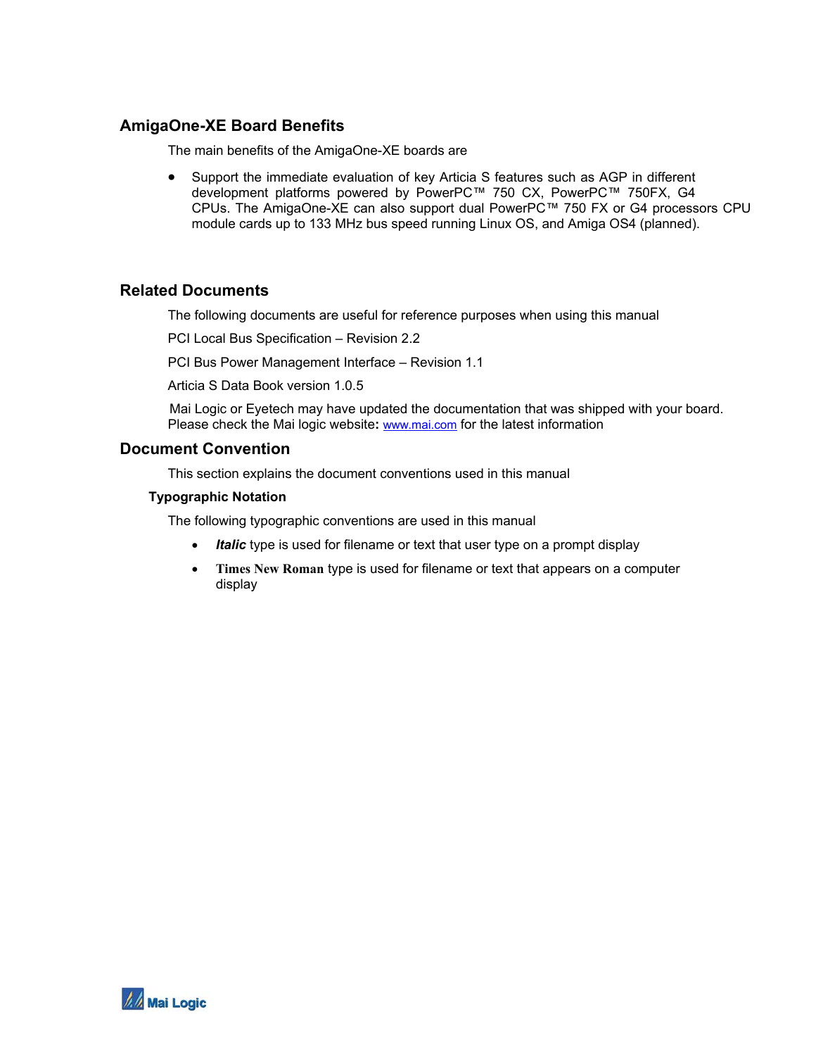## AmigaOne-XE Board Benefits

The main benefits of the AmigaOne-XE boards are

- Support the immediate evaluation of key Articia S features such as AGP in different development platforms powered by PowerPC™ 750 CX, PowerPC™ 750FX, G4 CPUs. The AmigaOne-XE can also support dual PowerPC™ 750 FX or G4 processors CPU module cards up to 133 MHz bus speed running Linux OS, and Amiga OS4 (planned).

## Related Documents

The following documents are useful for reference purposes when using this manual

PCI Local Bus Specification – Revision 2.2

PCI Bus Power Management Interface – Revision 1.1

Articia S Data Book version 1.0.5

Mai Logic or Eyetech may have updated the documentation that was shipped with your board. Please check the Mai logic website**:** www.mai.com for the latest information

## Document Convention

This section explains the document conventions used in this manual

### Typographic Notation

The following typographic conventions are used in this manual

- ***Italic*** type is used for filename or text that user type on a prompt display
- **Times New Roman** type is used for filename or text that appears on a computer display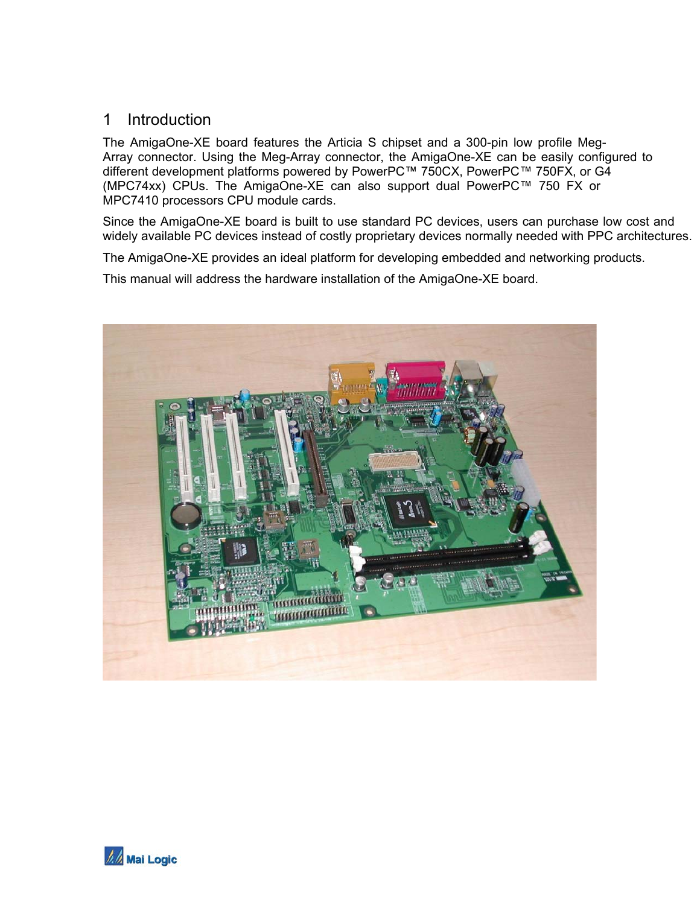# 1 Introduction

The AmigaOne-XE board features the Articia S chipset and a 300-pin low profile Meg-Array connector. Using the Meg-Array connector, the AmigaOne-XE can be easily configured to different development platforms powered by PowerPC™ 750CX, PowerPC™ 750FX, or G4 (MPC74xx) CPUs. The AmigaOne-XE can also support dual PowerPC™ 750 FX or MPC7410 processors CPU module cards.

Since the AmigaOne-XE board is built to use standard PC devices, users can purchase low cost and widely available PC devices instead of costly proprietary devices normally needed with PPC architectures.

The AmigaOne-XE provides an ideal platform for developing embedded and networking products.

This manual will address the hardware installation of the AmigaOne-XE board.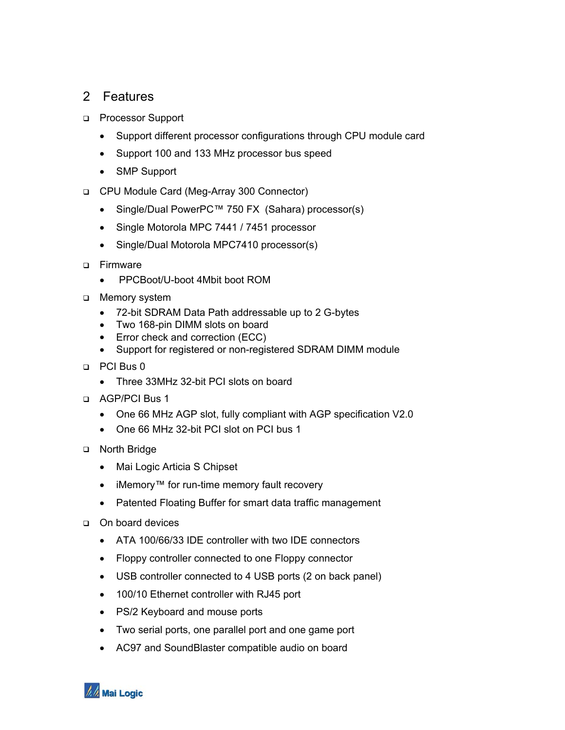# 2 Features

- Processor Support
  - Support different processor configurations through CPU module card
  - Support 100 and 133 MHz processor bus speed
  - SMP Support
- CPU Module Card (Meg-Array 300 Connector)
  - Single/Dual PowerPC™ 750 FX (Sahara) processor(s)
  - Single Motorola MPC 7441 / 7451 processor
  - Single/Dual Motorola MPC7410 processor(s)
- Firmware
  - PPCBoot/U-boot 4Mbit boot ROM
- Memory system
  - 72-bit SDRAM Data Path addressable up to 2 G-bytes
  - Two 168-pin DIMM slots on board
  - Error check and correction (ECC)
  - Support for registered or non-registered SDRAM DIMM module
- PCI Bus 0
  - Three 33MHz 32-bit PCI slots on board
- AGP/PCI Bus 1
  - One 66 MHz AGP slot, fully compliant with AGP specification V2.0
  - One 66 MHz 32-bit PCI slot on PCI bus 1
- North Bridge
  - Mai Logic Articia S Chipset
  - iMemory™ for run-time memory fault recovery
  - Patented Floating Buffer for smart data traffic management
- On board devices
  - ATA 100/66/33 IDE controller with two IDE connectors
  - Floppy controller connected to one Floppy connector
  - USB controller connected to 4 USB ports (2 on back panel)
  - 100/10 Ethernet controller with RJ45 port
  - PS/2 Keyboard and mouse ports
  - Two serial ports, one parallel port and one game port
  - AC97 and SoundBlaster compatible audio on board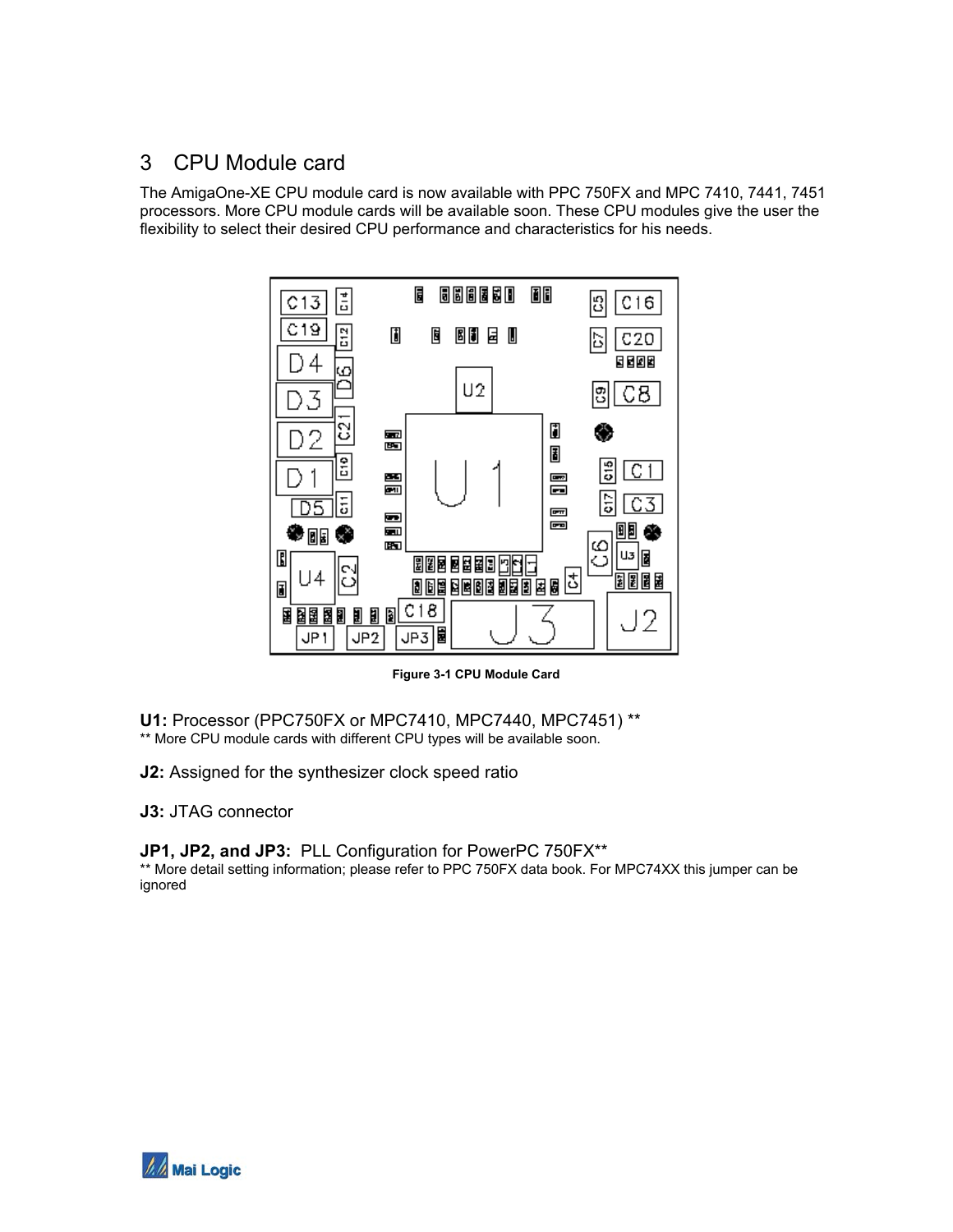# 3 CPU Module card

The AmigaOne-XE CPU module card is now available with PPC 750FX and MPC 7410, 7441, 7451 processors. More CPU module cards will be available soon. These CPU modules give the user the flexibility to select their desired CPU performance and characteristics for his needs.

**Figure 3-1 CPU Module Card**

**U1:** Processor (PPC750FX or MPC7410, MPC7440, MPC7451) **

** More CPU module cards with different CPU types will be available soon.

**J2:** Assigned for the synthesizer clock speed ratio

**J3:** JTAG connector

**JP1, JP2, and JP3:** PLL Configuration for PowerPC 750FX**

** More detail setting information; please refer to PPC 750FX data book. For MPC74XX this jumper can be ignored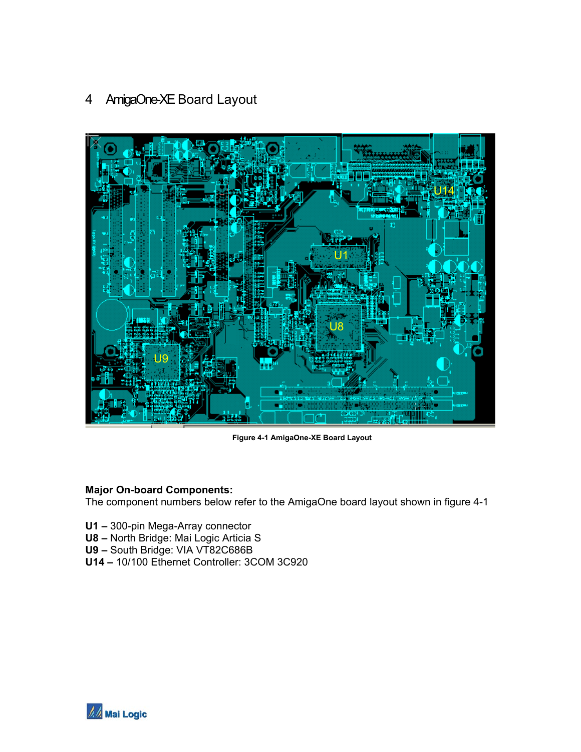# 4 AmigaOne-XE Board Layout

Figure 4-1 AmigaOne-XE Board Layout

**Major On-board Components:**
The component numbers below refer to the AmigaOne board layout shown in figure 4-1

**U1 –** 300-pin Mega-Array connector
**U8 –** North Bridge: Mai Logic Articia S
**U9 –** South Bridge: VIA VT82C686B
**U14 –** 10/100 Ethernet Controller: 3COM 3C920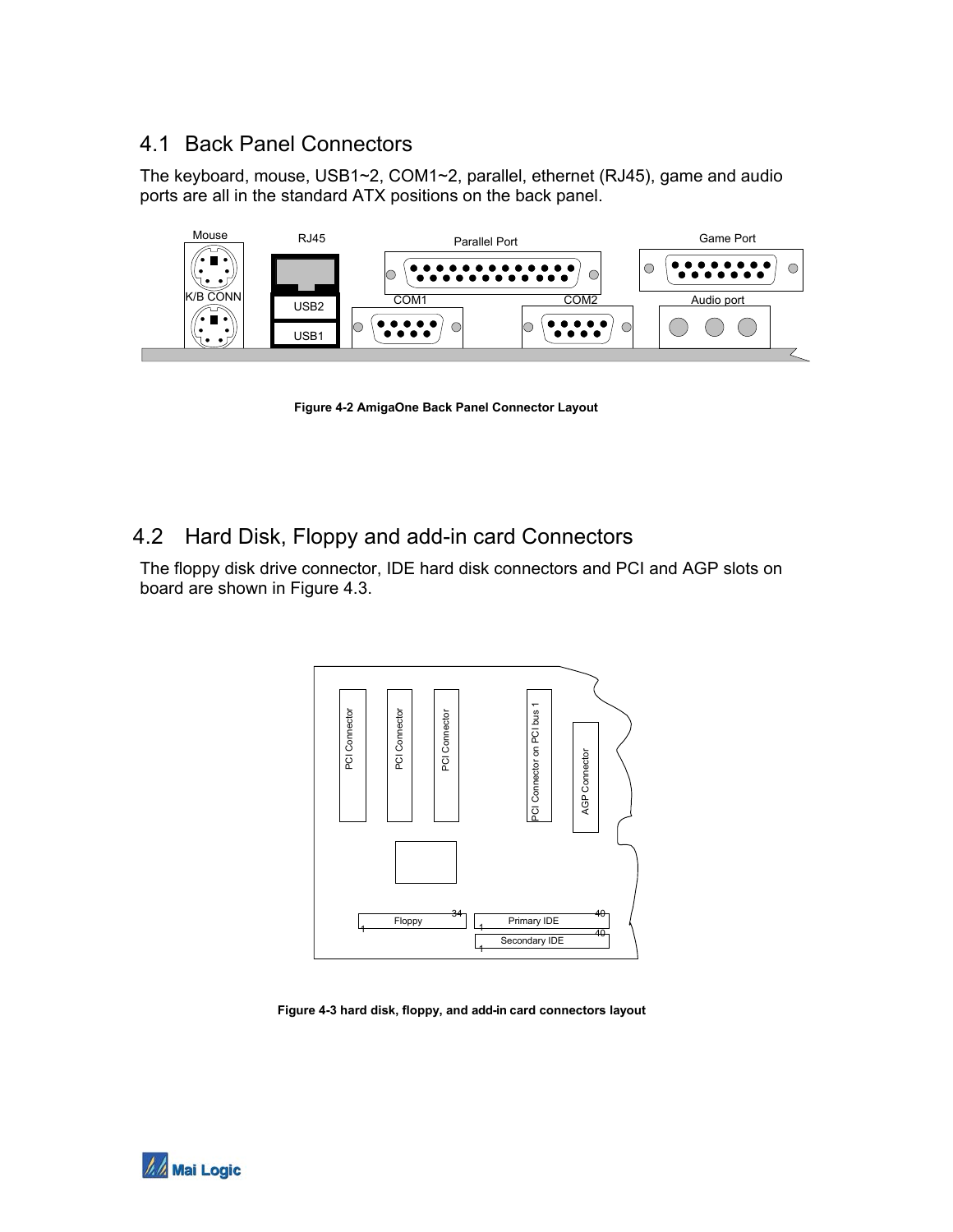## 4.1 Back Panel Connectors

The keyboard, mouse, USB1~2, COM1~2, parallel, ethernet (RJ45), game and audio ports are all in the standard ATX positions on the back panel.

**Figure 4-2 AmigaOne Back Panel Connector Layout**

## 4.2 Hard Disk, Floppy and add-in card Connectors

The floppy disk drive connector, IDE hard disk connectors and PCI and AGP slots on board are shown in Figure 4.3.

**Figure 4-3 hard disk, floppy, and add-in card connectors layout**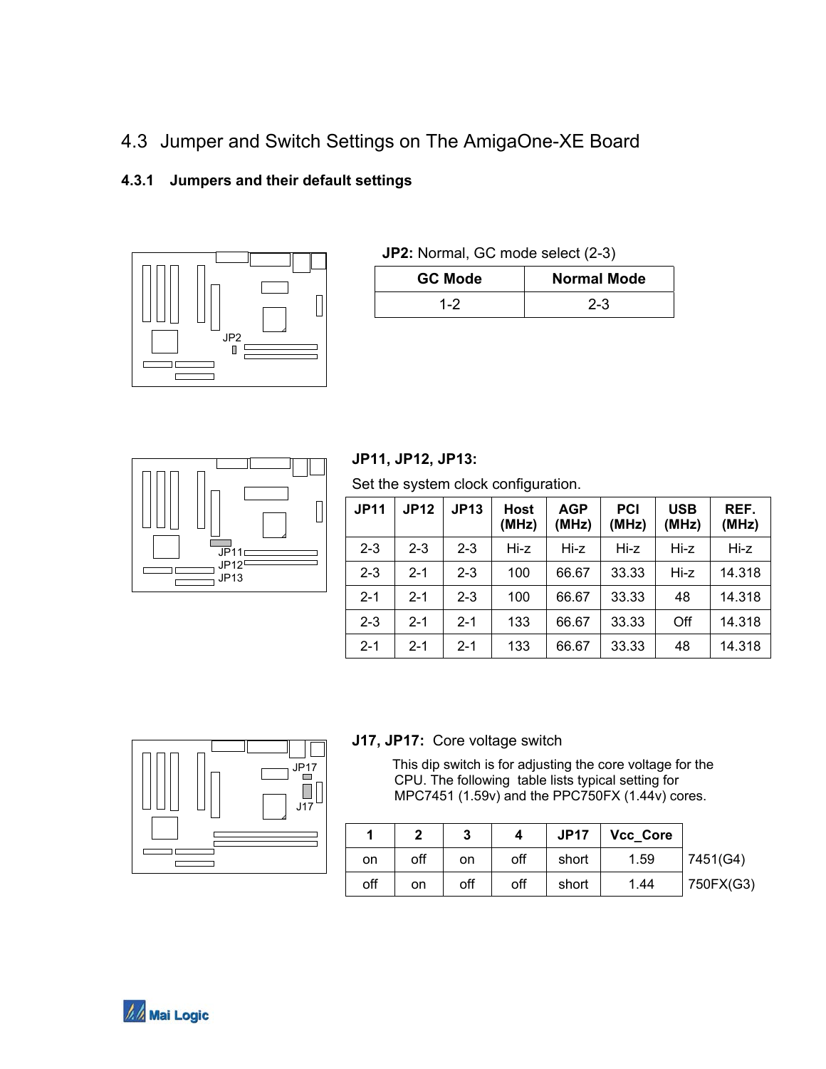## 4.3 Jumper and Switch Settings on The AmigaOne-XE Board

### 4.3.1 Jumpers and their default settings

JP2

**JP2:** Normal, GC mode select (2-3)

| GC Mode | Normal Mode |
|---|---|
| 1-2 | 2-3 |

JP11
JP12
JP13

**JP11, JP12, JP13:**

Set the system clock configuration.

| JP11 | JP12 | JP13 | Host (MHz) | AGP (MHz) | PCI (MHz) | USB (MHz) | REF. (MHz) |
|---|---|---|---|---|---|---|---|
| 2-3 | 2-3 | 2-3 | Hi-z | Hi-z | Hi-z | Hi-z | Hi-z |
| 2-3 | 2-1 | 2-3 | 100 | 66.67 | 33.33 | Hi-z | 14.318 |
| 2-1 | 2-1 | 2-3 | 100 | 66.67 | 33.33 | 48 | 14.318 |
| 2-3 | 2-1 | 2-1 | 133 | 66.67 | 33.33 | Off | 14.318 |
| 2-1 | 2-1 | 2-1 | 133 | 66.67 | 33.33 | 48 | 14.318 |

JP17
J17

**J17, JP17:** Core voltage switch

This dip switch is for adjusting the core voltage for the CPU. The following table lists typical setting for MPC7451 (1.59v) and the PPC750FX (1.44v) cores.

| 1 | 2 | 3 | 4 | JP17 | Vcc_Core | |
|---|---|---|---|---|---|---|
| on | off | on | off | short | 1.59 | 7451(G4) |
| off | on | off | off | short | 1.44 | 750FX(G3) |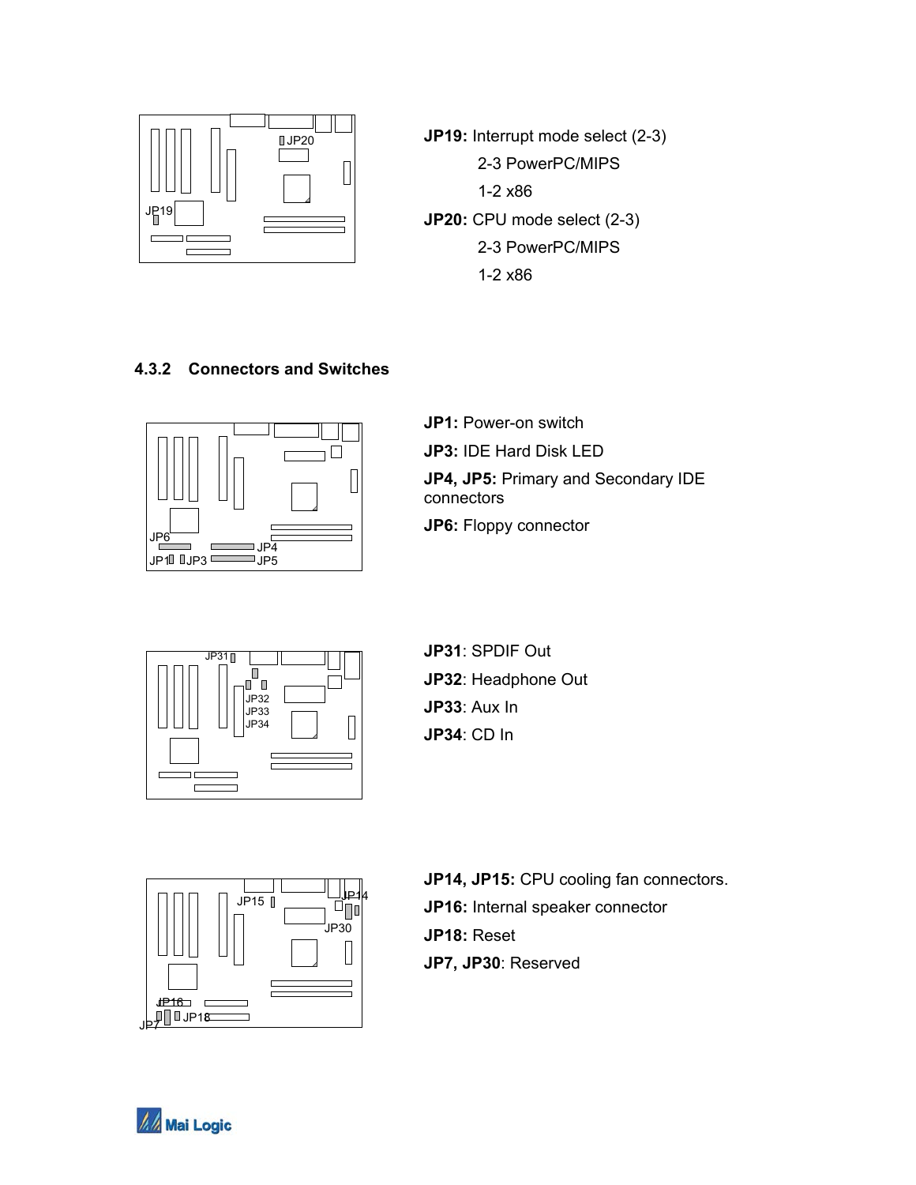**JP19:** Interrupt mode select (2-3)

2-3 PowerPC/MIPS

1-2 x86

**JP20:** CPU mode select (2-3)

2-3 PowerPC/MIPS

1-2 x86

### 4.3.2 Connectors and Switches

**JP1:** Power-on switch

**JP3:** IDE Hard Disk LED

**JP4, JP5:** Primary and Secondary IDE connectors

**JP6:** Floppy connector

**JP31**: SPDIF Out

**JP32**: Headphone Out

**JP33**: Aux In

**JP34**: CD In

**JP14, JP15:** CPU cooling fan connectors.

**JP16:** Internal speaker connector

**JP18:** Reset

**JP7, JP30**: Reserved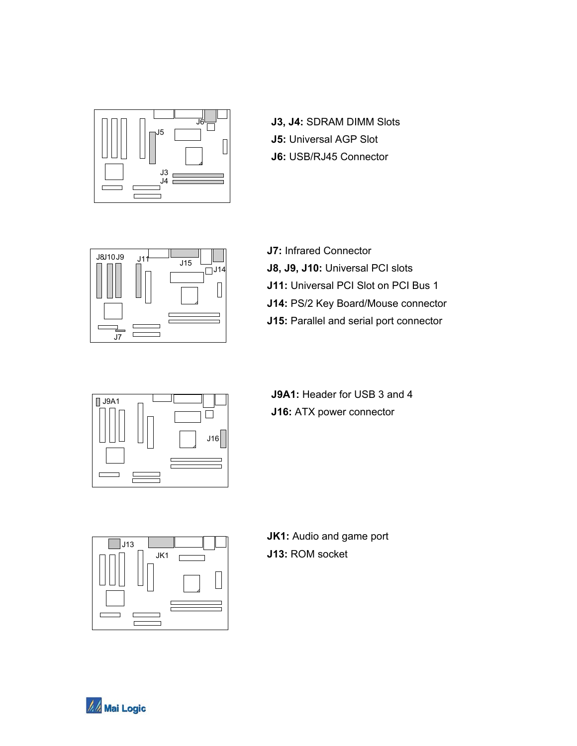**J3, J4:** SDRAM DIMM Slots

**J5:** Universal AGP Slot

**J6:** USB/RJ45 Connector

**J7:** Infrared Connector

**J8, J9, J10:** Universal PCI slots

**J11:** Universal PCI Slot on PCI Bus 1

**J14:** PS/2 Key Board/Mouse connector

**J15:** Parallel and serial port connector

**J9A1:** Header for USB 3 and 4

**J16:** ATX power connector

**JK1:** Audio and game port

**J13:** ROM socket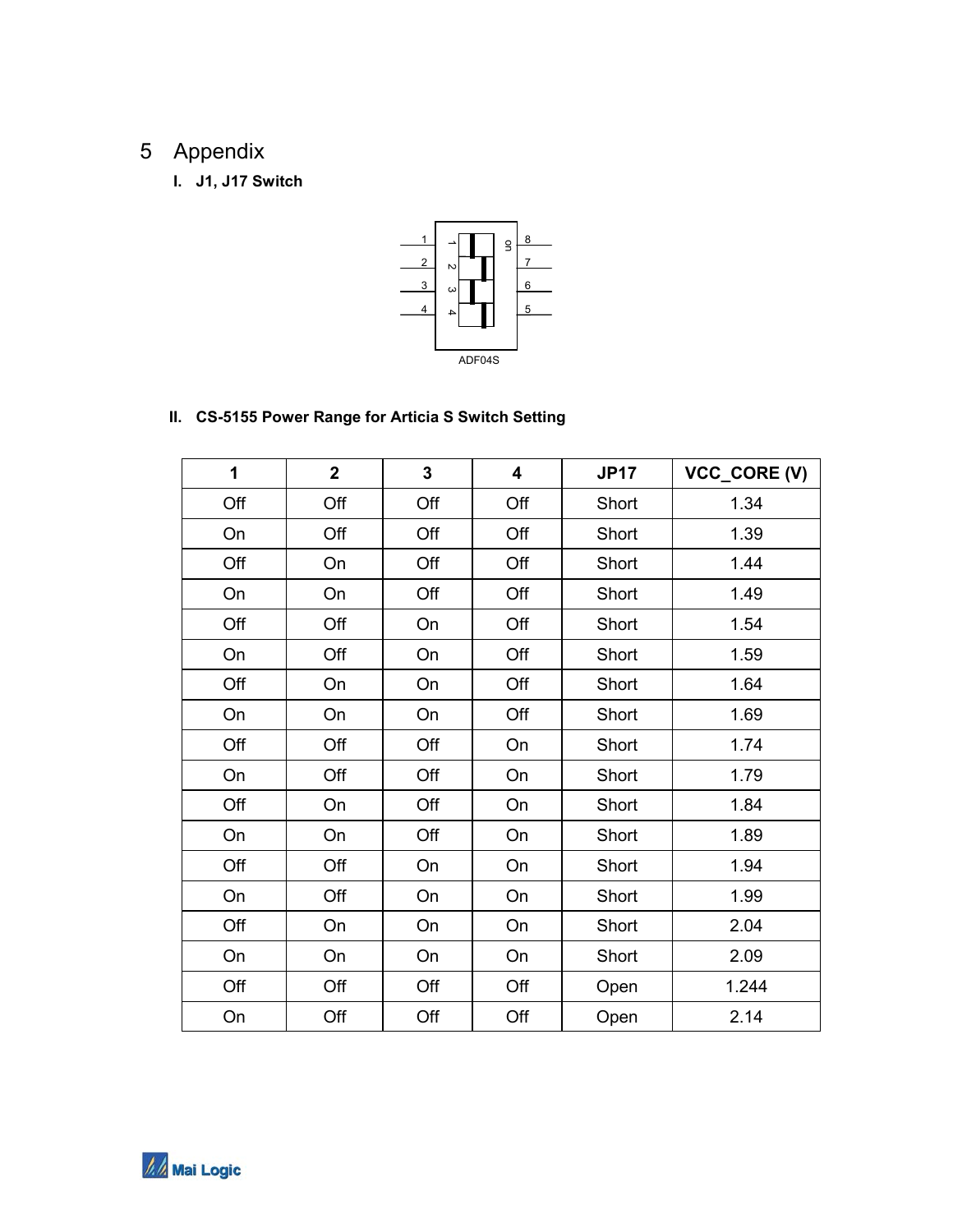# 5 Appendix

### I. J1, J17 Switch

ADF04S

### II. CS-5155 Power Range for Articia S Switch Setting

| 1 | 2 | 3 | 4 | JP17 | VCC_CORE (V) |
|---|---|---|---|---|---|
| Off | Off | Off | Off | Short | 1.34 |
| On | Off | Off | Off | Short | 1.39 |
| Off | On | Off | Off | Short | 1.44 |
| On | On | Off | Off | Short | 1.49 |
| Off | Off | On | Off | Short | 1.54 |
| On | Off | On | Off | Short | 1.59 |
| Off | On | On | Off | Short | 1.64 |
| On | On | On | Off | Short | 1.69 |
| Off | Off | Off | On | Short | 1.74 |
| On | Off | Off | On | Short | 1.79 |
| Off | On | Off | On | Short | 1.84 |
| On | On | Off | On | Short | 1.89 |
| Off | Off | On | On | Short | 1.94 |
| On | Off | On | On | Short | 1.99 |
| Off | On | On | On | Short | 2.04 |
| On | On | On | On | Short | 2.09 |
| Off | Off | Off | Off | Open | 1.244 |
| On | Off | Off | Off | Open | 2.14 |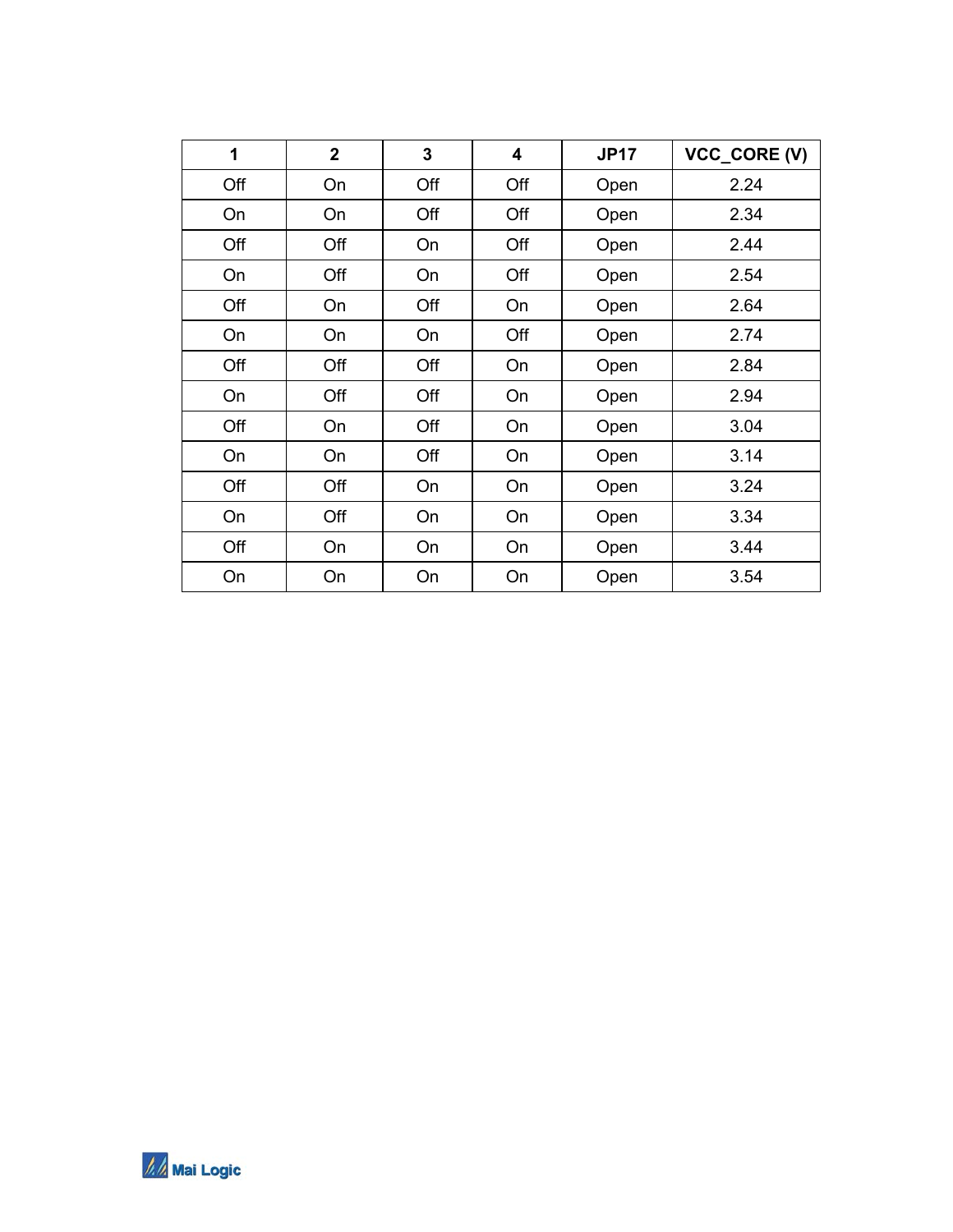| 1 | 2 | 3 | 4 | JP17 | VCC_CORE (V) |
|---|---|---|---|---|---|
| Off | On | Off | Off | Open | 2.24 |
| On | On | Off | Off | Open | 2.34 |
| Off | Off | On | Off | Open | 2.44 |
| On | Off | On | Off | Open | 2.54 |
| Off | On | Off | On | Open | 2.64 |
| On | On | On | Off | Open | 2.74 |
| Off | Off | Off | On | Open | 2.84 |
| On | Off | Off | On | Open | 2.94 |
| Off | On | Off | On | Open | 3.04 |
| On | On | Off | On | Open | 3.14 |
| Off | Off | On | On | Open | 3.24 |
| On | Off | On | On | Open | 3.34 |
| Off | On | On | On | Open | 3.44 |
| On | On | On | On | Open | 3.54 |